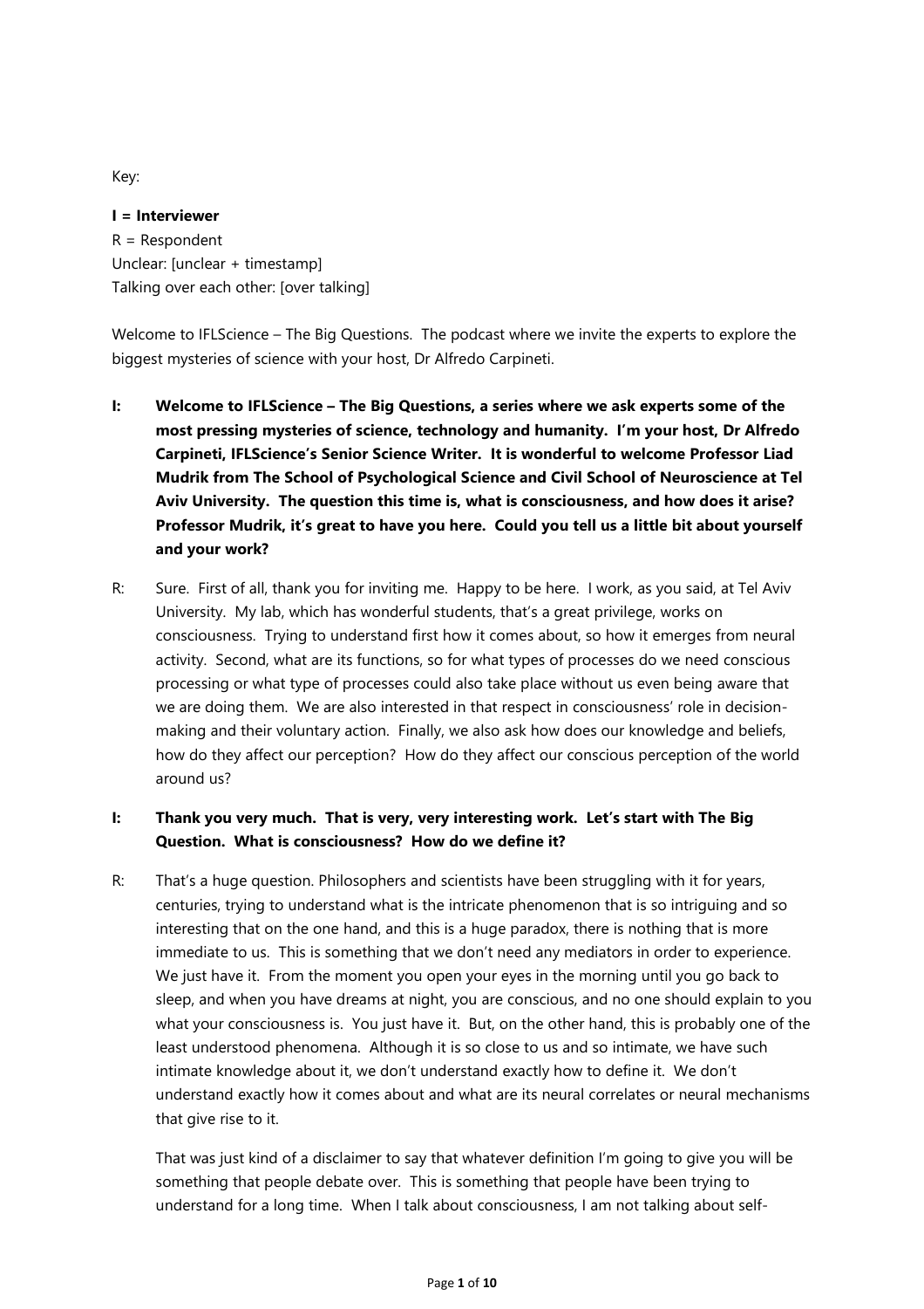Key:

**I = Interviewer**
R = Respondent
Unclear: [unclear + timestamp]
Talking over each other: [over talking]

Welcome to IFLScience – The Big Questions. The podcast where we invite the experts to explore the biggest mysteries of science with your host, Dr Alfredo Carpineti.

**I: Welcome to IFLScience – The Big Questions, a series where we ask experts some of the most pressing mysteries of science, technology and humanity. I'm your host, Dr Alfredo Carpineti, IFLScience's Senior Science Writer. It is wonderful to welcome Professor Liad Mudrik from The School of Psychological Science and Civil School of Neuroscience at Tel Aviv University. The question this time is, what is consciousness, and how does it arise? Professor Mudrik, it's great to have you here. Could you tell us a little bit about yourself and your work?**

R: Sure. First of all, thank you for inviting me. Happy to be here. I work, as you said, at Tel Aviv University. My lab, which has wonderful students, that's a great privilege, works on consciousness. Trying to understand first how it comes about, so how it emerges from neural activity. Second, what are its functions, so for what types of processes do we need conscious processing or what type of processes could also take place without us even being aware that we are doing them. We are also interested in that respect in consciousness' role in decision-making and their voluntary action. Finally, we also ask how does our knowledge and beliefs, how do they affect our perception? How do they affect our conscious perception of the world around us?

**I: Thank you very much. That is very, very interesting work. Let's start with The Big Question. What is consciousness? How do we define it?**

R: That's a huge question. Philosophers and scientists have been struggling with it for years, centuries, trying to understand what is the intricate phenomenon that is so intriguing and so interesting that on the one hand, and this is a huge paradox, there is nothing that is more immediate to us. This is something that we don't need any mediators in order to experience. We just have it. From the moment you open your eyes in the morning until you go back to sleep, and when you have dreams at night, you are conscious, and no one should explain to you what your consciousness is. You just have it. But, on the other hand, this is probably one of the least understood phenomena. Although it is so close to us and so intimate, we have such intimate knowledge about it, we don't understand exactly how to define it. We don't understand exactly how it comes about and what are its neural correlates or neural mechanisms that give rise to it.

That was just kind of a disclaimer to say that whatever definition I'm going to give you will be something that people debate over. This is something that people have been trying to understand for a long time. When I talk about consciousness, I am not talking about self-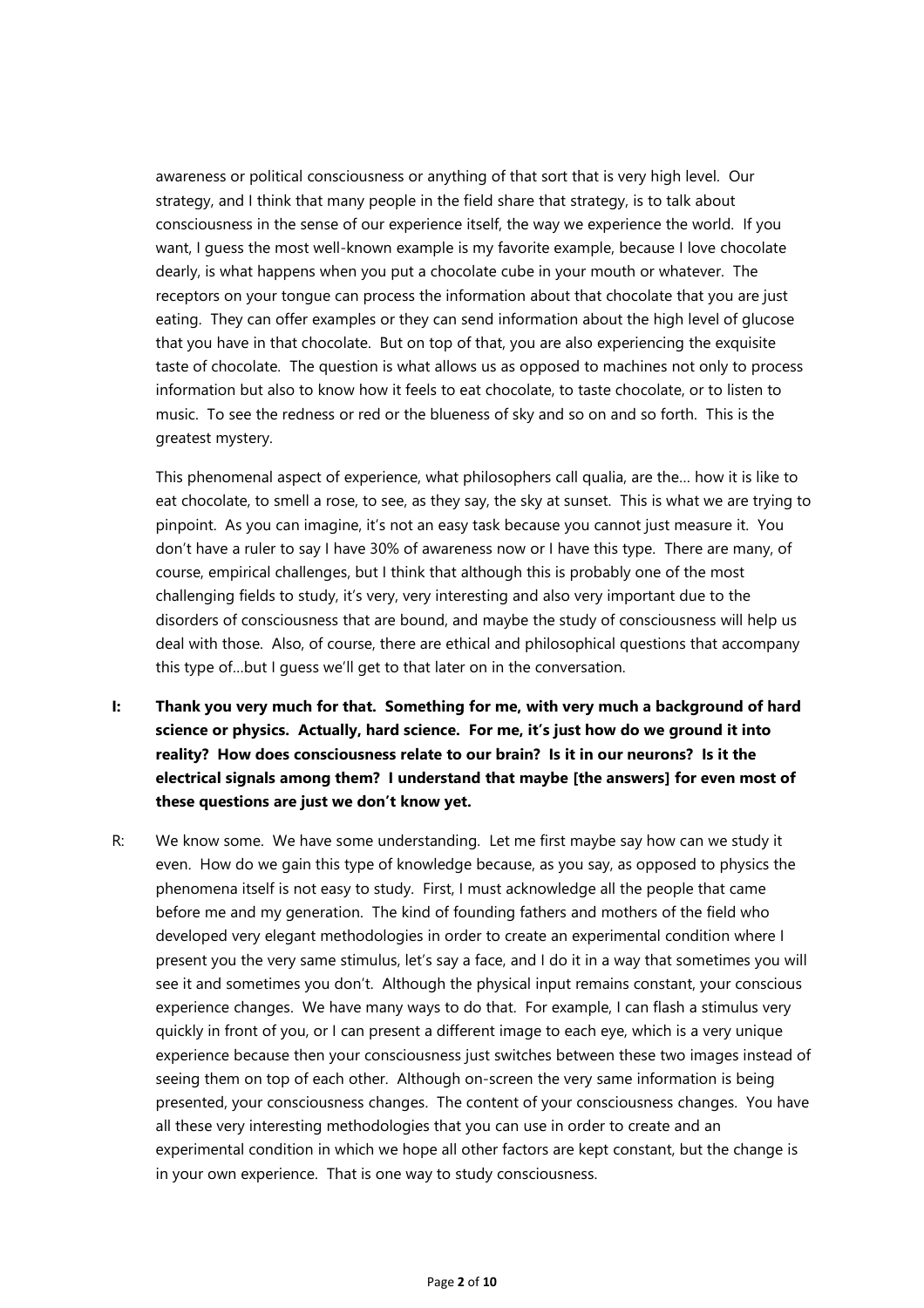awareness or political consciousness or anything of that sort that is very high level. Our strategy, and I think that many people in the field share that strategy, is to talk about consciousness in the sense of our experience itself, the way we experience the world. If you want, I guess the most well-known example is my favorite example, because I love chocolate dearly, is what happens when you put a chocolate cube in your mouth or whatever. The receptors on your tongue can process the information about that chocolate that you are just eating. They can offer examples or they can send information about the high level of glucose that you have in that chocolate. But on top of that, you are also experiencing the exquisite taste of chocolate. The question is what allows us as opposed to machines not only to process information but also to know how it feels to eat chocolate, to taste chocolate, or to listen to music. To see the redness or red or the blueness of sky and so on and so forth. This is the greatest mystery.

This phenomenal aspect of experience, what philosophers call qualia, are the… how it is like to eat chocolate, to smell a rose, to see, as they say, the sky at sunset. This is what we are trying to pinpoint. As you can imagine, it's not an easy task because you cannot just measure it. You don't have a ruler to say I have 30% of awareness now or I have this type. There are many, of course, empirical challenges, but I think that although this is probably one of the most challenging fields to study, it's very, very interesting and also very important due to the disorders of consciousness that are bound, and maybe the study of consciousness will help us deal with those. Also, of course, there are ethical and philosophical questions that accompany this type of…but I guess we'll get to that later on in the conversation.

**I: Thank you very much for that. Something for me, with very much a background of hard science or physics. Actually, hard science. For me, it's just how do we ground it into reality? How does consciousness relate to our brain? Is it in our neurons? Is it the electrical signals among them? I understand that maybe [the answers] for even most of these questions are just we don't know yet.**

R: We know some. We have some understanding. Let me first maybe say how can we study it even. How do we gain this type of knowledge because, as you say, as opposed to physics the phenomena itself is not easy to study. First, I must acknowledge all the people that came before me and my generation. The kind of founding fathers and mothers of the field who developed very elegant methodologies in order to create an experimental condition where I present you the very same stimulus, let's say a face, and I do it in a way that sometimes you will see it and sometimes you don't. Although the physical input remains constant, your conscious experience changes. We have many ways to do that. For example, I can flash a stimulus very quickly in front of you, or I can present a different image to each eye, which is a very unique experience because then your consciousness just switches between these two images instead of seeing them on top of each other. Although on-screen the very same information is being presented, your consciousness changes. The content of your consciousness changes. You have all these very interesting methodologies that you can use in order to create and an experimental condition in which we hope all other factors are kept constant, but the change is in your own experience. That is one way to study consciousness.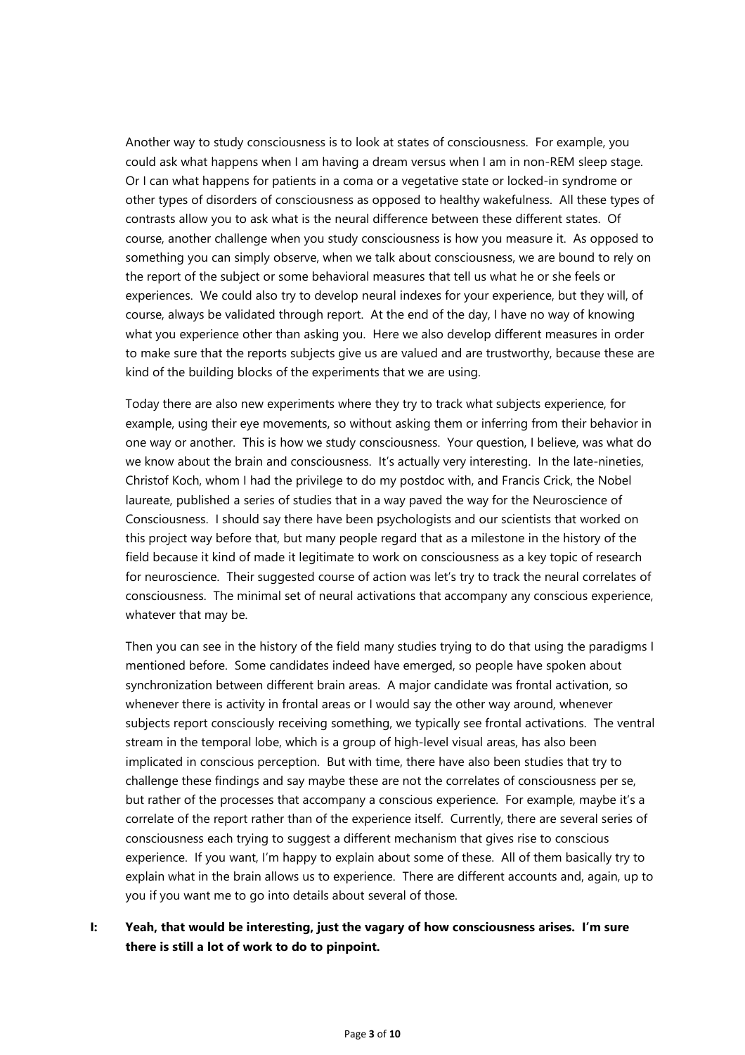Another way to study consciousness is to look at states of consciousness. For example, you could ask what happens when I am having a dream versus when I am in non-REM sleep stage. Or I can what happens for patients in a coma or a vegetative state or locked-in syndrome or other types of disorders of consciousness as opposed to healthy wakefulness. All these types of contrasts allow you to ask what is the neural difference between these different states. Of course, another challenge when you study consciousness is how you measure it. As opposed to something you can simply observe, when we talk about consciousness, we are bound to rely on the report of the subject or some behavioral measures that tell us what he or she feels or experiences. We could also try to develop neural indexes for your experience, but they will, of course, always be validated through report. At the end of the day, I have no way of knowing what you experience other than asking you. Here we also develop different measures in order to make sure that the reports subjects give us are valued and are trustworthy, because these are kind of the building blocks of the experiments that we are using.

Today there are also new experiments where they try to track what subjects experience, for example, using their eye movements, so without asking them or inferring from their behavior in one way or another. This is how we study consciousness. Your question, I believe, was what do we know about the brain and consciousness. It's actually very interesting. In the late-nineties, Christof Koch, whom I had the privilege to do my postdoc with, and Francis Crick, the Nobel laureate, published a series of studies that in a way paved the way for the Neuroscience of Consciousness. I should say there have been psychologists and our scientists that worked on this project way before that, but many people regard that as a milestone in the history of the field because it kind of made it legitimate to work on consciousness as a key topic of research for neuroscience. Their suggested course of action was let's try to track the neural correlates of consciousness. The minimal set of neural activations that accompany any conscious experience, whatever that may be.

Then you can see in the history of the field many studies trying to do that using the paradigms I mentioned before. Some candidates indeed have emerged, so people have spoken about synchronization between different brain areas. A major candidate was frontal activation, so whenever there is activity in frontal areas or I would say the other way around, whenever subjects report consciously receiving something, we typically see frontal activations. The ventral stream in the temporal lobe, which is a group of high-level visual areas, has also been implicated in conscious perception. But with time, there have also been studies that try to challenge these findings and say maybe these are not the correlates of consciousness per se, but rather of the processes that accompany a conscious experience. For example, maybe it's a correlate of the report rather than of the experience itself. Currently, there are several series of consciousness each trying to suggest a different mechanism that gives rise to conscious experience. If you want, I'm happy to explain about some of these. All of them basically try to explain what in the brain allows us to experience. There are different accounts and, again, up to you if you want me to go into details about several of those.

**I: Yeah, that would be interesting, just the vagary of how consciousness arises. I'm sure there is still a lot of work to do to pinpoint.**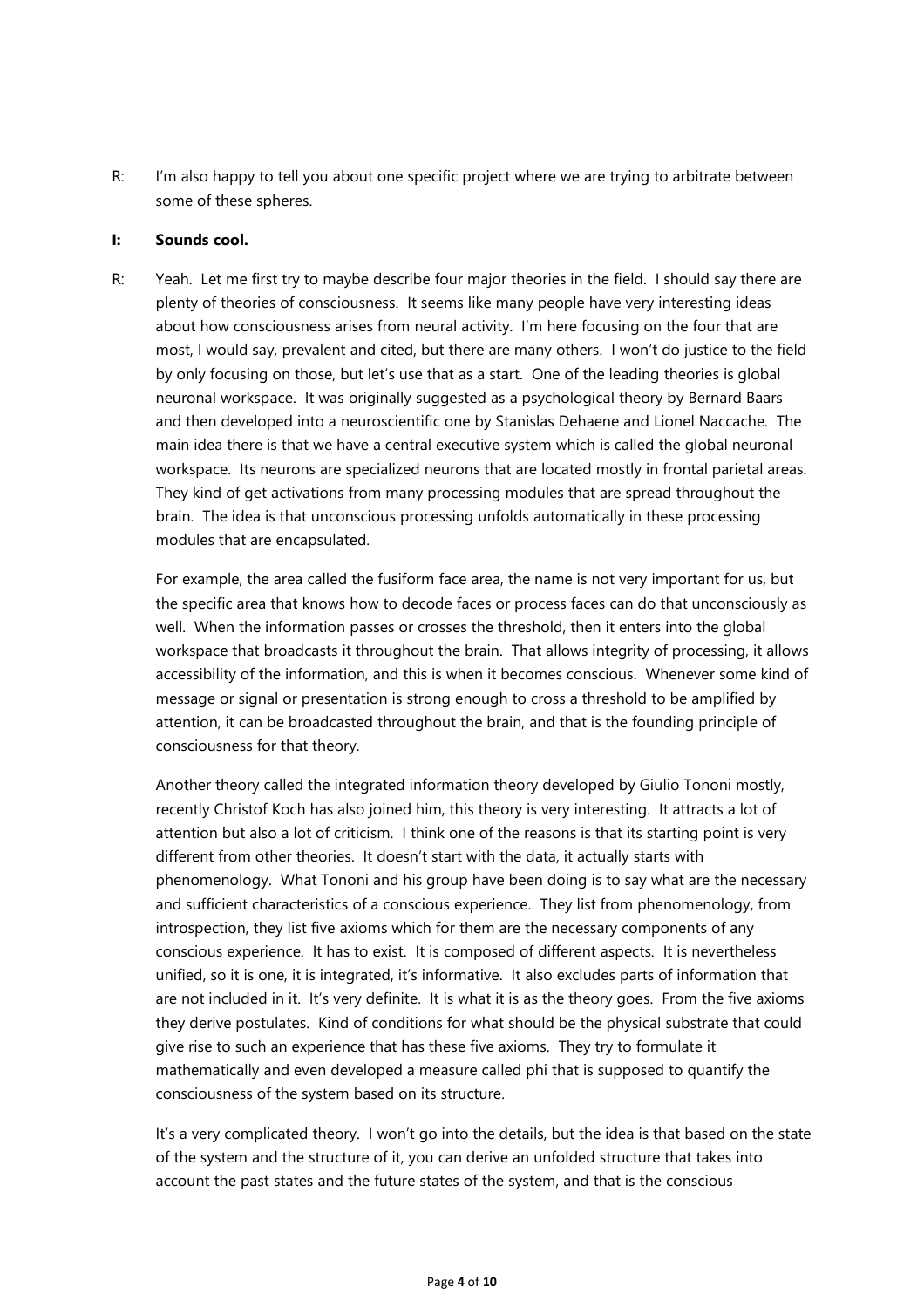R: I'm also happy to tell you about one specific project where we are trying to arbitrate between some of these spheres.

**I: Sounds cool.**

R: Yeah. Let me first try to maybe describe four major theories in the field. I should say there are plenty of theories of consciousness. It seems like many people have very interesting ideas about how consciousness arises from neural activity. I'm here focusing on the four that are most, I would say, prevalent and cited, but there are many others. I won't do justice to the field by only focusing on those, but let's use that as a start. One of the leading theories is global neuronal workspace. It was originally suggested as a psychological theory by Bernard Baars and then developed into a neuroscientific one by Stanislas Dehaene and Lionel Naccache. The main idea there is that we have a central executive system which is called the global neuronal workspace. Its neurons are specialized neurons that are located mostly in frontal parietal areas. They kind of get activations from many processing modules that are spread throughout the brain. The idea is that unconscious processing unfolds automatically in these processing modules that are encapsulated.

For example, the area called the fusiform face area, the name is not very important for us, but the specific area that knows how to decode faces or process faces can do that unconsciously as well. When the information passes or crosses the threshold, then it enters into the global workspace that broadcasts it throughout the brain. That allows integrity of processing, it allows accessibility of the information, and this is when it becomes conscious. Whenever some kind of message or signal or presentation is strong enough to cross a threshold to be amplified by attention, it can be broadcasted throughout the brain, and that is the founding principle of consciousness for that theory.

Another theory called the integrated information theory developed by Giulio Tononi mostly, recently Christof Koch has also joined him, this theory is very interesting. It attracts a lot of attention but also a lot of criticism. I think one of the reasons is that its starting point is very different from other theories. It doesn't start with the data, it actually starts with phenomenology. What Tononi and his group have been doing is to say what are the necessary and sufficient characteristics of a conscious experience. They list from phenomenology, from introspection, they list five axioms which for them are the necessary components of any conscious experience. It has to exist. It is composed of different aspects. It is nevertheless unified, so it is one, it is integrated, it's informative. It also excludes parts of information that are not included in it. It's very definite. It is what it is as the theory goes. From the five axioms they derive postulates. Kind of conditions for what should be the physical substrate that could give rise to such an experience that has these five axioms. They try to formulate it mathematically and even developed a measure called phi that is supposed to quantify the consciousness of the system based on its structure.

It's a very complicated theory. I won't go into the details, but the idea is that based on the state of the system and the structure of it, you can derive an unfolded structure that takes into account the past states and the future states of the system, and that is the conscious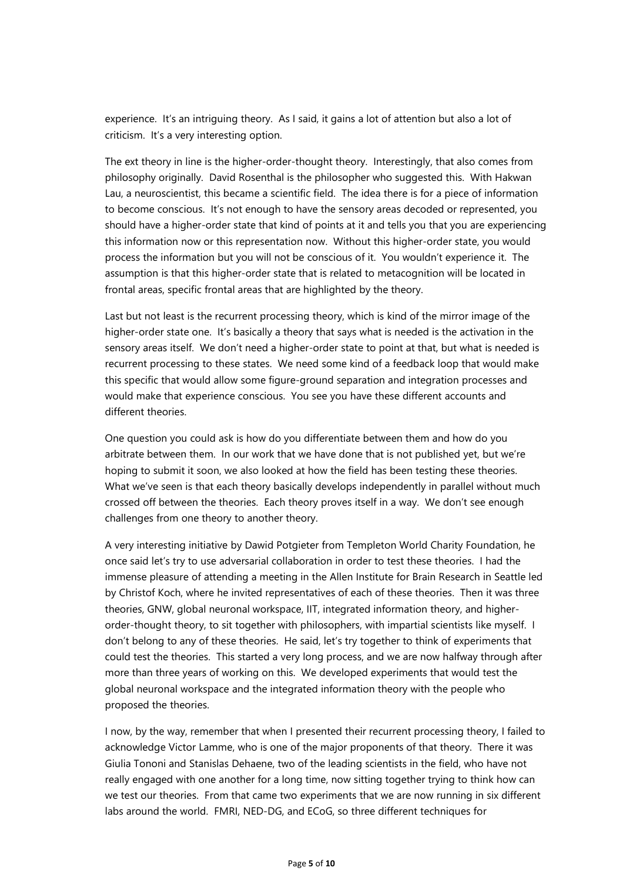experience. It's an intriguing theory. As I said, it gains a lot of attention but also a lot of criticism. It's a very interesting option.

The ext theory in line is the higher-order-thought theory. Interestingly, that also comes from philosophy originally. David Rosenthal is the philosopher who suggested this. With Hakwan Lau, a neuroscientist, this became a scientific field. The idea there is for a piece of information to become conscious. It's not enough to have the sensory areas decoded or represented, you should have a higher-order state that kind of points at it and tells you that you are experiencing this information now or this representation now. Without this higher-order state, you would process the information but you will not be conscious of it. You wouldn't experience it. The assumption is that this higher-order state that is related to metacognition will be located in frontal areas, specific frontal areas that are highlighted by the theory.

Last but not least is the recurrent processing theory, which is kind of the mirror image of the higher-order state one. It's basically a theory that says what is needed is the activation in the sensory areas itself. We don't need a higher-order state to point at that, but what is needed is recurrent processing to these states. We need some kind of a feedback loop that would make this specific that would allow some figure-ground separation and integration processes and would make that experience conscious. You see you have these different accounts and different theories.

One question you could ask is how do you differentiate between them and how do you arbitrate between them. In our work that we have done that is not published yet, but we're hoping to submit it soon, we also looked at how the field has been testing these theories. What we've seen is that each theory basically develops independently in parallel without much crossed off between the theories. Each theory proves itself in a way. We don't see enough challenges from one theory to another theory.

A very interesting initiative by Dawid Potgieter from Templeton World Charity Foundation, he once said let's try to use adversarial collaboration in order to test these theories. I had the immense pleasure of attending a meeting in the Allen Institute for Brain Research in Seattle led by Christof Koch, where he invited representatives of each of these theories. Then it was three theories, GNW, global neuronal workspace, IIT, integrated information theory, and higher-order-thought theory, to sit together with philosophers, with impartial scientists like myself. I don't belong to any of these theories. He said, let's try together to think of experiments that could test the theories. This started a very long process, and we are now halfway through after more than three years of working on this. We developed experiments that would test the global neuronal workspace and the integrated information theory with the people who proposed the theories.

I now, by the way, remember that when I presented their recurrent processing theory, I failed to acknowledge Victor Lamme, who is one of the major proponents of that theory. There it was Giulia Tononi and Stanislas Dehaene, two of the leading scientists in the field, who have not really engaged with one another for a long time, now sitting together trying to think how can we test our theories. From that came two experiments that we are now running in six different labs around the world. FMRI, NED-DG, and ECoG, so three different techniques for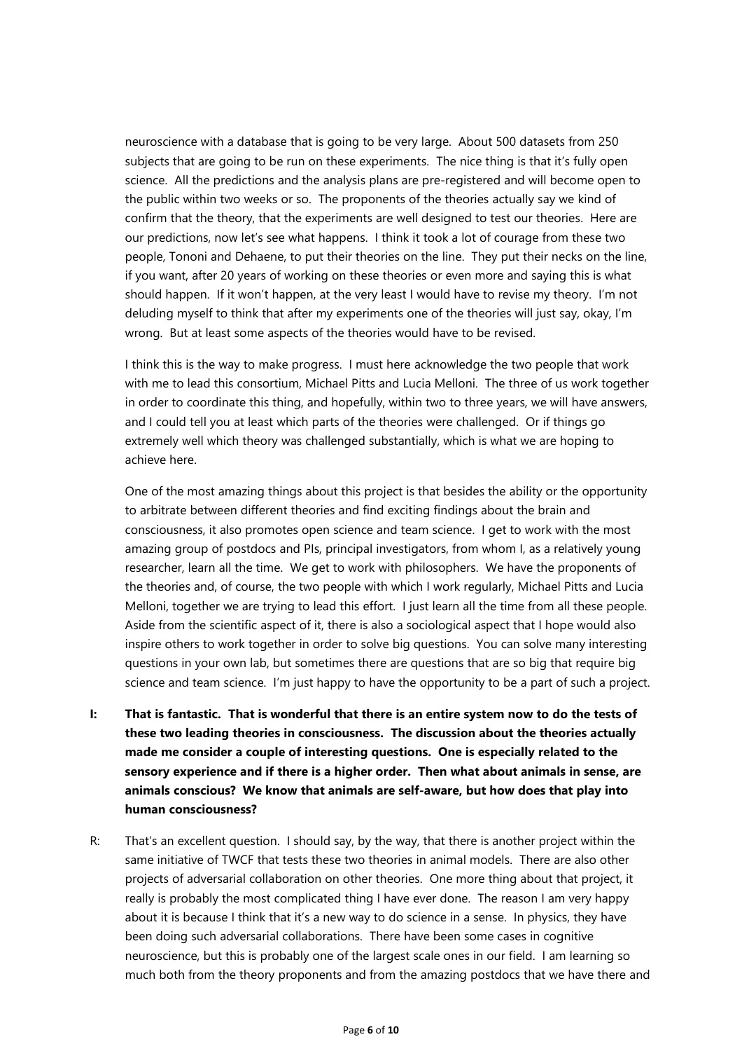neuroscience with a database that is going to be very large. About 500 datasets from 250 subjects that are going to be run on these experiments. The nice thing is that it's fully open science. All the predictions and the analysis plans are pre-registered and will become open to the public within two weeks or so. The proponents of the theories actually say we kind of confirm that the theory, that the experiments are well designed to test our theories. Here are our predictions, now let's see what happens. I think it took a lot of courage from these two people, Tononi and Dehaene, to put their theories on the line. They put their necks on the line, if you want, after 20 years of working on these theories or even more and saying this is what should happen. If it won't happen, at the very least I would have to revise my theory. I'm not deluding myself to think that after my experiments one of the theories will just say, okay, I'm wrong. But at least some aspects of the theories would have to be revised.

I think this is the way to make progress. I must here acknowledge the two people that work with me to lead this consortium, Michael Pitts and Lucia Melloni. The three of us work together in order to coordinate this thing, and hopefully, within two to three years, we will have answers, and I could tell you at least which parts of the theories were challenged. Or if things go extremely well which theory was challenged substantially, which is what we are hoping to achieve here.

One of the most amazing things about this project is that besides the ability or the opportunity to arbitrate between different theories and find exciting findings about the brain and consciousness, it also promotes open science and team science. I get to work with the most amazing group of postdocs and PIs, principal investigators, from whom I, as a relatively young researcher, learn all the time. We get to work with philosophers. We have the proponents of the theories and, of course, the two people with which I work regularly, Michael Pitts and Lucia Melloni, together we are trying to lead this effort. I just learn all the time from all these people. Aside from the scientific aspect of it, there is also a sociological aspect that I hope would also inspire others to work together in order to solve big questions. You can solve many interesting questions in your own lab, but sometimes there are questions that are so big that require big science and team science. I'm just happy to have the opportunity to be a part of such a project.

**I: That is fantastic. That is wonderful that there is an entire system now to do the tests of these two leading theories in consciousness. The discussion about the theories actually made me consider a couple of interesting questions. One is especially related to the sensory experience and if there is a higher order. Then what about animals in sense, are animals conscious? We know that animals are self-aware, but how does that play into human consciousness?**

R: That's an excellent question. I should say, by the way, that there is another project within the same initiative of TWCF that tests these two theories in animal models. There are also other projects of adversarial collaboration on other theories. One more thing about that project, it really is probably the most complicated thing I have ever done. The reason I am very happy about it is because I think that it's a new way to do science in a sense. In physics, they have been doing such adversarial collaborations. There have been some cases in cognitive neuroscience, but this is probably one of the largest scale ones in our field. I am learning so much both from the theory proponents and from the amazing postdocs that we have there and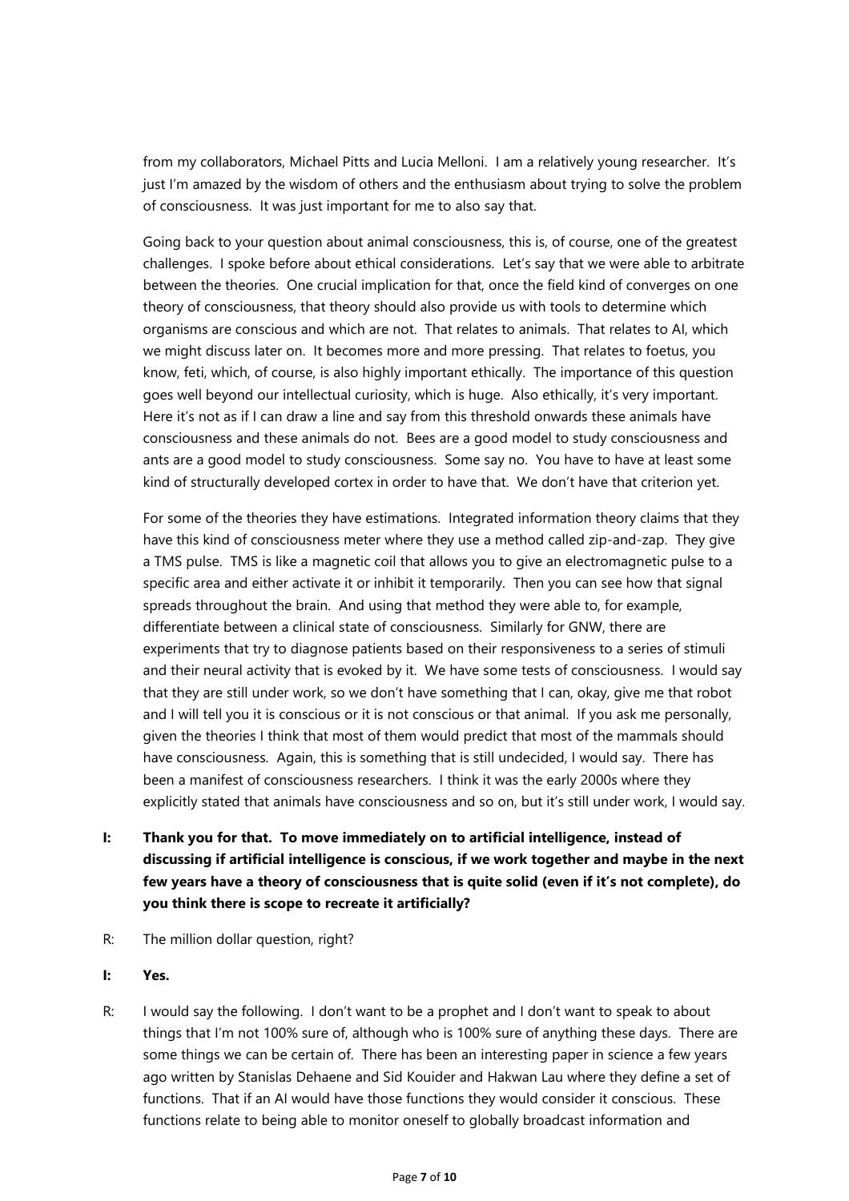from my collaborators, Michael Pitts and Lucia Melloni. I am a relatively young researcher. It's just I'm amazed by the wisdom of others and the enthusiasm about trying to solve the problem of consciousness. It was just important for me to also say that.

Going back to your question about animal consciousness, this is, of course, one of the greatest challenges. I spoke before about ethical considerations. Let's say that we were able to arbitrate between the theories. One crucial implication for that, once the field kind of converges on one theory of consciousness, that theory should also provide us with tools to determine which organisms are conscious and which are not. That relates to animals. That relates to AI, which we might discuss later on. It becomes more and more pressing. That relates to foetus, you know, feti, which, of course, is also highly important ethically. The importance of this question goes well beyond our intellectual curiosity, which is huge. Also ethically, it's very important. Here it's not as if I can draw a line and say from this threshold onwards these animals have consciousness and these animals do not. Bees are a good model to study consciousness and ants are a good model to study consciousness. Some say no. You have to have at least some kind of structurally developed cortex in order to have that. We don't have that criterion yet.

For some of the theories they have estimations. Integrated information theory claims that they have this kind of consciousness meter where they use a method called zip-and-zap. They give a TMS pulse. TMS is like a magnetic coil that allows you to give an electromagnetic pulse to a specific area and either activate it or inhibit it temporarily. Then you can see how that signal spreads throughout the brain. And using that method they were able to, for example, differentiate between a clinical state of consciousness. Similarly for GNW, there are experiments that try to diagnose patients based on their responsiveness to a series of stimuli and their neural activity that is evoked by it. We have some tests of consciousness. I would say that they are still under work, so we don't have something that I can, okay, give me that robot and I will tell you it is conscious or it is not conscious or that animal. If you ask me personally, given the theories I think that most of them would predict that most of the mammals should have consciousness. Again, this is something that is still undecided, I would say. There has been a manifest of consciousness researchers. I think it was the early 2000s where they explicitly stated that animals have consciousness and so on, but it's still under work, I would say.

**I: Thank you for that. To move immediately on to artificial intelligence, instead of discussing if artificial intelligence is conscious, if we work together and maybe in the next few years have a theory of consciousness that is quite solid (even if it's not complete), do you think there is scope to recreate it artificially?**

R: The million dollar question, right?

**I: Yes.**

R: I would say the following. I don't want to be a prophet and I don't want to speak to about things that I'm not 100% sure of, although who is 100% sure of anything these days. There are some things we can be certain of. There has been an interesting paper in science a few years ago written by Stanislas Dehaene and Sid Kouider and Hakwan Lau where they define a set of functions. That if an AI would have those functions they would consider it conscious. These functions relate to being able to monitor oneself to globally broadcast information and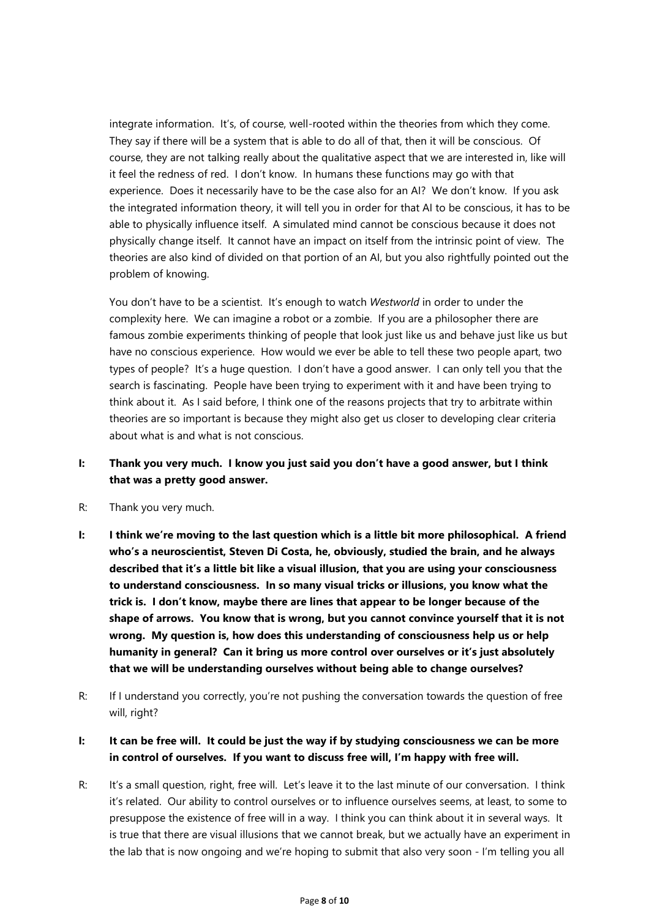integrate information. It's, of course, well-rooted within the theories from which they come. They say if there will be a system that is able to do all of that, then it will be conscious. Of course, they are not talking really about the qualitative aspect that we are interested in, like will it feel the redness of red. I don't know. In humans these functions may go with that experience. Does it necessarily have to be the case also for an AI? We don't know. If you ask the integrated information theory, it will tell you in order for that AI to be conscious, it has to be able to physically influence itself. A simulated mind cannot be conscious because it does not physically change itself. It cannot have an impact on itself from the intrinsic point of view. The theories are also kind of divided on that portion of an AI, but you also rightfully pointed out the problem of knowing.

You don't have to be a scientist. It's enough to watch *Westworld* in order to under the complexity here. We can imagine a robot or a zombie. If you are a philosopher there are famous zombie experiments thinking of people that look just like us and behave just like us but have no conscious experience. How would we ever be able to tell these two people apart, two types of people? It's a huge question. I don't have a good answer. I can only tell you that the search is fascinating. People have been trying to experiment with it and have been trying to think about it. As I said before, I think one of the reasons projects that try to arbitrate within theories are so important is because they might also get us closer to developing clear criteria about what is and what is not conscious.

**I: Thank you very much. I know you just said you don't have a good answer, but I think that was a pretty good answer.**

R: Thank you very much.

**I: I think we're moving to the last question which is a little bit more philosophical. A friend who's a neuroscientist, Steven Di Costa, he, obviously, studied the brain, and he always described that it's a little bit like a visual illusion, that you are using your consciousness to understand consciousness. In so many visual tricks or illusions, you know what the trick is. I don't know, maybe there are lines that appear to be longer because of the shape of arrows. You know that is wrong, but you cannot convince yourself that it is not wrong. My question is, how does this understanding of consciousness help us or help humanity in general? Can it bring us more control over ourselves or it's just absolutely that we will be understanding ourselves without being able to change ourselves?**

R: If I understand you correctly, you're not pushing the conversation towards the question of free will, right?

**I: It can be free will. It could be just the way if by studying consciousness we can be more in control of ourselves. If you want to discuss free will, I'm happy with free will.**

R: It's a small question, right, free will. Let's leave it to the last minute of our conversation. I think it's related. Our ability to control ourselves or to influence ourselves seems, at least, to some to presuppose the existence of free will in a way. I think you can think about it in several ways. It is true that there are visual illusions that we cannot break, but we actually have an experiment in the lab that is now ongoing and we're hoping to submit that also very soon - I'm telling you all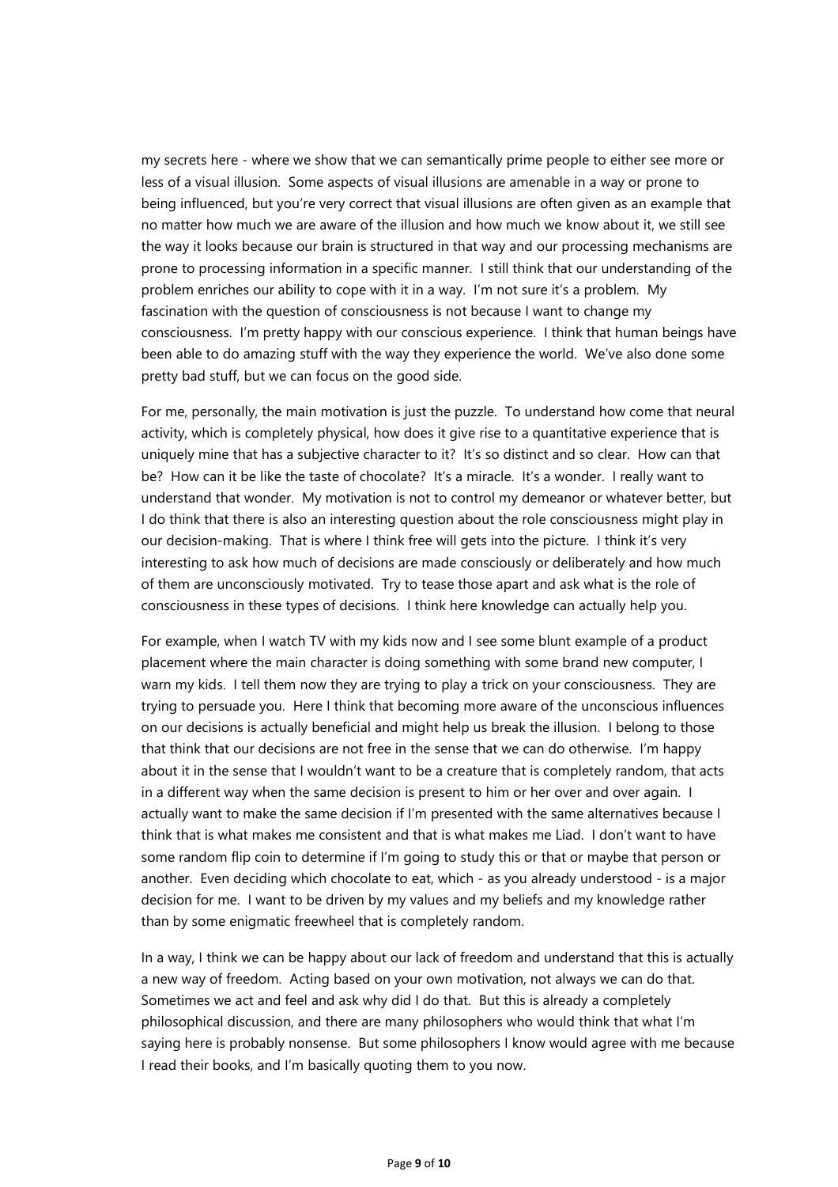my secrets here - where we show that we can semantically prime people to either see more or less of a visual illusion. Some aspects of visual illusions are amenable in a way or prone to being influenced, but you're very correct that visual illusions are often given as an example that no matter how much we are aware of the illusion and how much we know about it, we still see the way it looks because our brain is structured in that way and our processing mechanisms are prone to processing information in a specific manner. I still think that our understanding of the problem enriches our ability to cope with it in a way. I'm not sure it's a problem. My fascination with the question of consciousness is not because I want to change my consciousness. I'm pretty happy with our conscious experience. I think that human beings have been able to do amazing stuff with the way they experience the world. We've also done some pretty bad stuff, but we can focus on the good side.

For me, personally, the main motivation is just the puzzle. To understand how come that neural activity, which is completely physical, how does it give rise to a quantitative experience that is uniquely mine that has a subjective character to it? It's so distinct and so clear. How can that be? How can it be like the taste of chocolate? It's a miracle. It's a wonder. I really want to understand that wonder. My motivation is not to control my demeanor or whatever better, but I do think that there is also an interesting question about the role consciousness might play in our decision-making. That is where I think free will gets into the picture. I think it's very interesting to ask how much of decisions are made consciously or deliberately and how much of them are unconsciously motivated. Try to tease those apart and ask what is the role of consciousness in these types of decisions. I think here knowledge can actually help you.

For example, when I watch TV with my kids now and I see some blunt example of a product placement where the main character is doing something with some brand new computer, I warn my kids. I tell them now they are trying to play a trick on your consciousness. They are trying to persuade you. Here I think that becoming more aware of the unconscious influences on our decisions is actually beneficial and might help us break the illusion. I belong to those that think that our decisions are not free in the sense that we can do otherwise. I'm happy about it in the sense that I wouldn't want to be a creature that is completely random, that acts in a different way when the same decision is present to him or her over and over again. I actually want to make the same decision if I'm presented with the same alternatives because I think that is what makes me consistent and that is what makes me Liad. I don't want to have some random flip coin to determine if I'm going to study this or that or maybe that person or another. Even deciding which chocolate to eat, which - as you already understood - is a major decision for me. I want to be driven by my values and my beliefs and my knowledge rather than by some enigmatic freewheel that is completely random.

In a way, I think we can be happy about our lack of freedom and understand that this is actually a new way of freedom. Acting based on your own motivation, not always we can do that. Sometimes we act and feel and ask why did I do that. But this is already a completely philosophical discussion, and there are many philosophers who would think that what I'm saying here is probably nonsense. But some philosophers I know would agree with me because I read their books, and I'm basically quoting them to you now.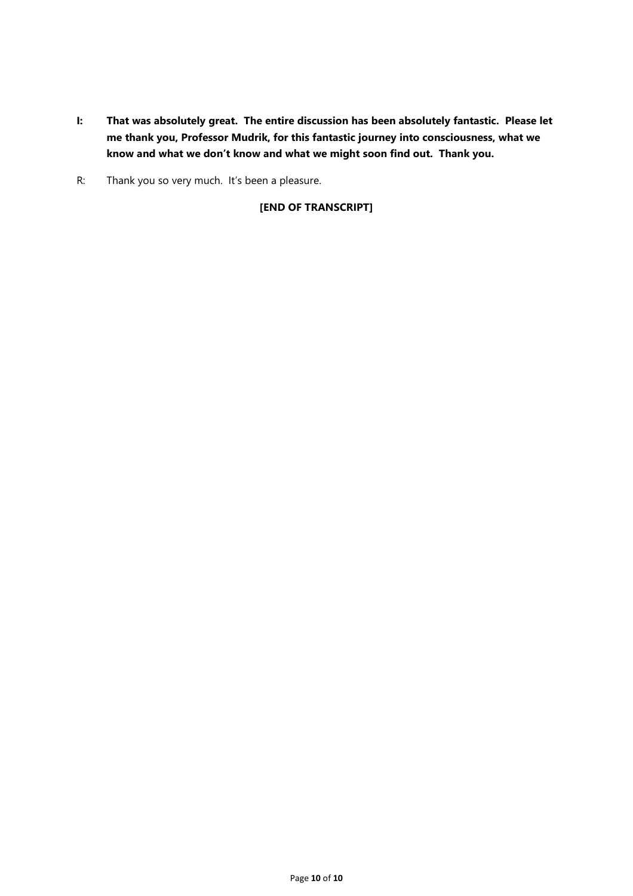**I: That was absolutely great. The entire discussion has been absolutely fantastic. Please let me thank you, Professor Mudrik, for this fantastic journey into consciousness, what we know and what we don't know and what we might soon find out. Thank you.**

R: Thank you so very much. It's been a pleasure.

**[END OF TRANSCRIPT]**